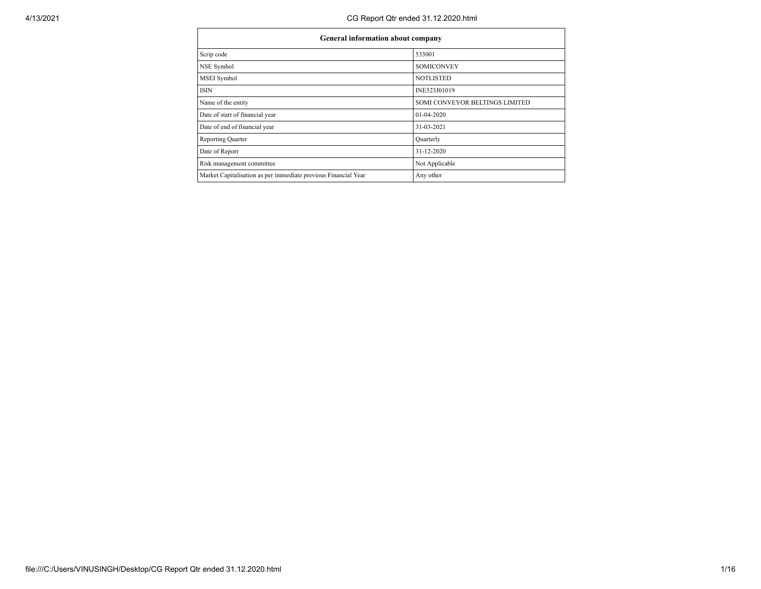| General information about company | |
|---|---|
| Scrip code | 533001 |
| NSE Symbol | SOMICONVEY |
| MSEI Symbol | NOTLISTED |
| ISIN | INE323J01019 |
| Name of the entity | SOMI CONVEYOR BELTINGS LIMITED |
| Date of start of financial year | 01-04-2020 |
| Date of end of financial year | 31-03-2021 |
| Reporting Quarter | Quarterly |
| Date of Report | 31-12-2020 |
| Risk management committee | Not Applicable |
| Market Capitalisation as per immediate previous Financial Year | Any other |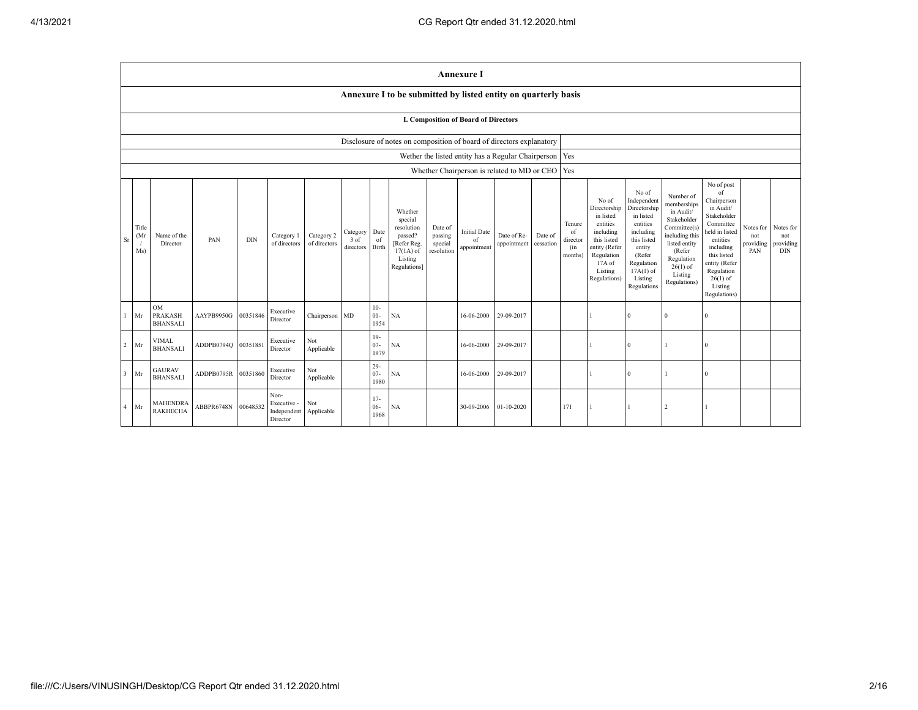# Annexure I

## Annexure I to be submitted by listed entity on quarterly basis

### I. Composition of Board of Directors

| | |
|---|---|
| Disclosure of notes on composition of board of directors explanatory | |
| Wether the listed entity has a Regular Chairperson | Yes |
| Whether Chairperson is related to MD or CEO | Yes |

| Sr | Title (Mr / Ms) | Name of the Director | PAN | DIN | Category 1 of directors | Category 2 of directors | Category 3 of directors | Date of Birth | Whether special resolution passed? [Refer Reg. 17(1A) of Listing Regulations] | Date of passing special resolution | Initial Date of appointment | Date of Re-appointment | Date of cessation | Tenure of director (in months) | No of Directorship in listed entities including this listed entity (Refer Regulation 17A of Listing Regulations) | No of Independent Directorship in listed entities including this listed entity (Refer Regulation 17A(1) of Listing Regulations | Number of memberships in Audit/ Stakeholder Committee(s) including this listed entity (Refer Regulation 26(1) of Listing Regulations) | No of post of Chairperson in Audit/ Stakeholder Committee held in listed entities including this listed entity (Refer Regulation 26(1) of Listing Regulations) | Notes for not providing PAN | Notes for not providing DIN |
|---|---|---|---|---|---|---|---|---|---|---|---|---|---|---|---|---|---|---|---|---|
| 1 | Mr | OM PRAKASH BHANSALI | AAYPB9950G | 00351846 | Executive Director | Chairperson | MD | 10-01-1954 | NA | | 16-06-2000 | 29-09-2017 | | | 1 | 0 | 0 | 0 | | |
| 2 | Mr | VIMAL BHANSALI | ADDPB0794Q | 00351851 | Executive Director | Not Applicable | | 19-07-1979 | NA | | 16-06-2000 | 29-09-2017 | | | 1 | 0 | 1 | 0 | | |
| 3 | Mr | GAURAV BHANSALI | ADDPB0795R | 00351860 | Executive Director | Not Applicable | | 29-07-1980 | NA | | 16-06-2000 | 29-09-2017 | | | 1 | 0 | 1 | 0 | | |
| 4 | Mr | MAHENDRA RAKHECHA | ABBPR6748N | 00648532 | Non-Executive - Independent Director | Not Applicable | | 17-06-1968 | NA | | 30-09-2006 | 01-10-2020 | | 171 | 1 | 1 | 2 | 1 | | |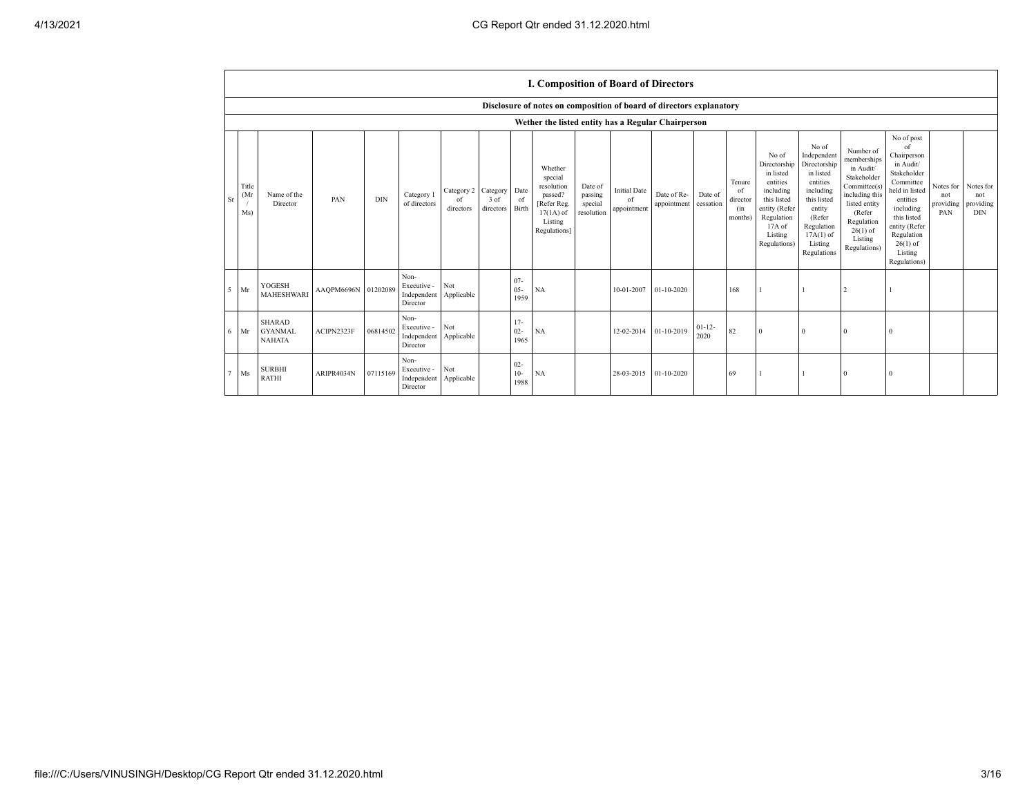## I. Composition of Board of Directors

**Disclosure of notes on composition of board of directors explanatory**

**Wether the listed entity has a Regular Chairperson**

| Sr | Title (Mr / Ms) | Name of the Director | PAN | DIN | Category 1 of directors | Category 2 of directors | Category 3 of directors | Date of Birth | Whether special resolution passed? [Refer Reg. 17(1A) of Listing Regulations] | Date of passing special resolution | Initial Date of appointment | Date of Re-appointment | Date of cessation | Tenure of director (in months) | No of Directorship in listed entities including this listed entity (Refer Regulation 17A of Listing Regulations) | No of Independent Directorship in listed entities including this listed entity (Refer Regulation 17A(1) of Listing Regulations | Number of memberships in Audit/ Stakeholder Committee(s) including this listed entity (Refer Regulation 26(1) of Listing Regulations) | No of post of Chairperson in Audit/ Stakeholder Committee held in listed entities including this listed entity (Refer Regulation 26(1) of Listing Regulations) | Notes for not providing PAN | Notes for not providing DIN |
|---|---|---|---|---|---|---|---|---|---|---|---|---|---|---|---|---|---|---|---|---|
| 5 | Mr | YOGESH MAHESHWARI | AAQPM6696N | 01202089 | Non-Executive - Independent Director | Not Applicable | | 07-05-1959 | NA | | 10-01-2007 | 01-10-2020 | | 168 | 1 | 1 | 2 | 1 | | |
| 6 | Mr | SHARAD GYANMAL NAHATA | ACIPN2323F | 06814502 | Non-Executive - Independent Director | Not Applicable | | 17-02-1965 | NA | | 12-02-2014 | 01-10-2019 | 01-12-2020 | 82 | 0 | 0 | 0 | 0 | | |
| 7 | Ms | SURBHI RATHI | ARIPR4034N | 07115169 | Non-Executive - Independent Director | Not Applicable | | 02-10-1988 | NA | | 28-03-2015 | 01-10-2020 | | 69 | 1 | 1 | 0 | 0 | | |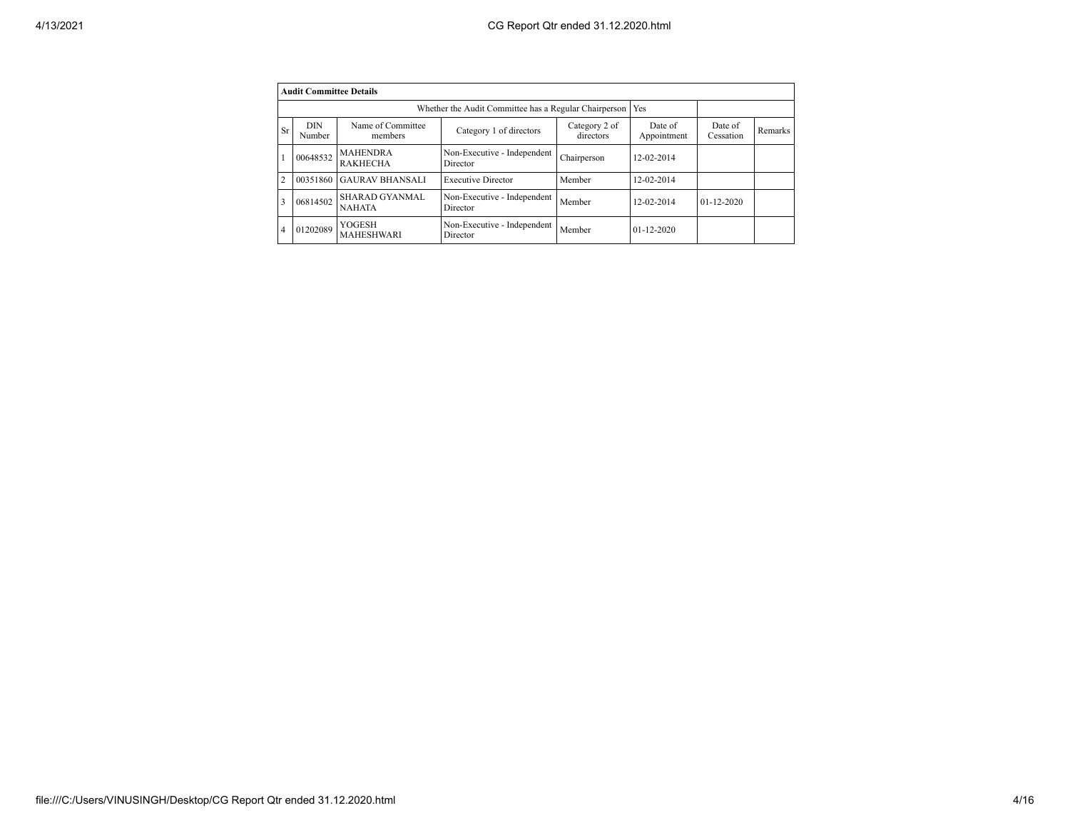| Audit Committee Details | | | | | | | |
|---|---|---|---|---|---|---|---|
| Whether the Audit Committee has a Regular Chairperson | | | | | Yes | | |
| Sr | DIN Number | Name of Committee members | Category 1 of directors | Category 2 of directors | Date of Appointment | Date of Cessation | Remarks |
| 1 | 00648532 | MAHENDRA RAKHECHA | Non-Executive - Independent Director | Chairperson | 12-02-2014 | | |
| 2 | 00351860 | GAURAV BHANSALI | Executive Director | Member | 12-02-2014 | | |
| 3 | 06814502 | SHARAD GYANMAL NAHATA | Non-Executive - Independent Director | Member | 12-02-2014 | 01-12-2020 | |
| 4 | 01202089 | YOGESH MAHESHWARI | Non-Executive - Independent Director | Member | 01-12-2020 | | |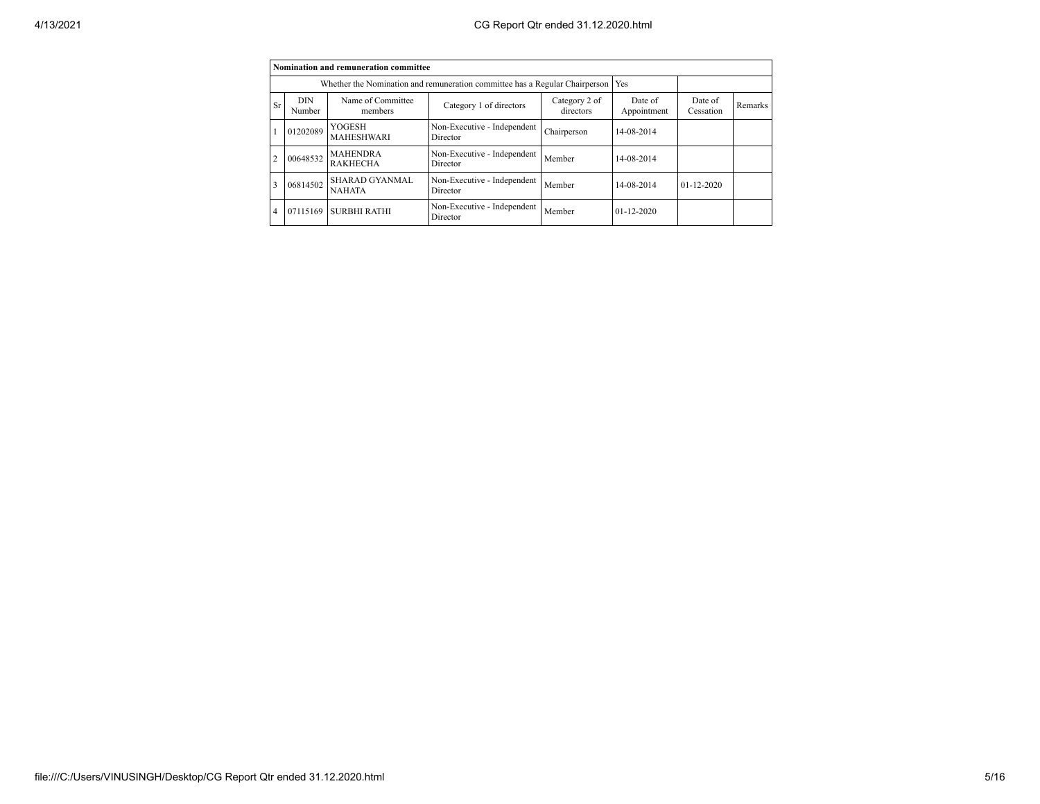| Nomination and remuneration committee | | | | | | | |
|---|---|---|---|---|---|---|---|
| Whether the Nomination and remuneration committee has a Regular Chairperson | | | | | Yes | | |
| Sr | DIN Number | Name of Committee members | Category 1 of directors | Category 2 of directors | Date of Appointment | Date of Cessation | Remarks |
| 1 | 01202089 | YOGESH MAHESHWARI | Non-Executive - Independent Director | Chairperson | 14-08-2014 | | |
| 2 | 00648532 | MAHENDRA RAKHECHA | Non-Executive - Independent Director | Member | 14-08-2014 | | |
| 3 | 06814502 | SHARAD GYANMAL NAHATA | Non-Executive - Independent Director | Member | 14-08-2014 | 01-12-2020 | |
| 4 | 07115169 | SURBHI RATHI | Non-Executive - Independent Director | Member | 01-12-2020 | | |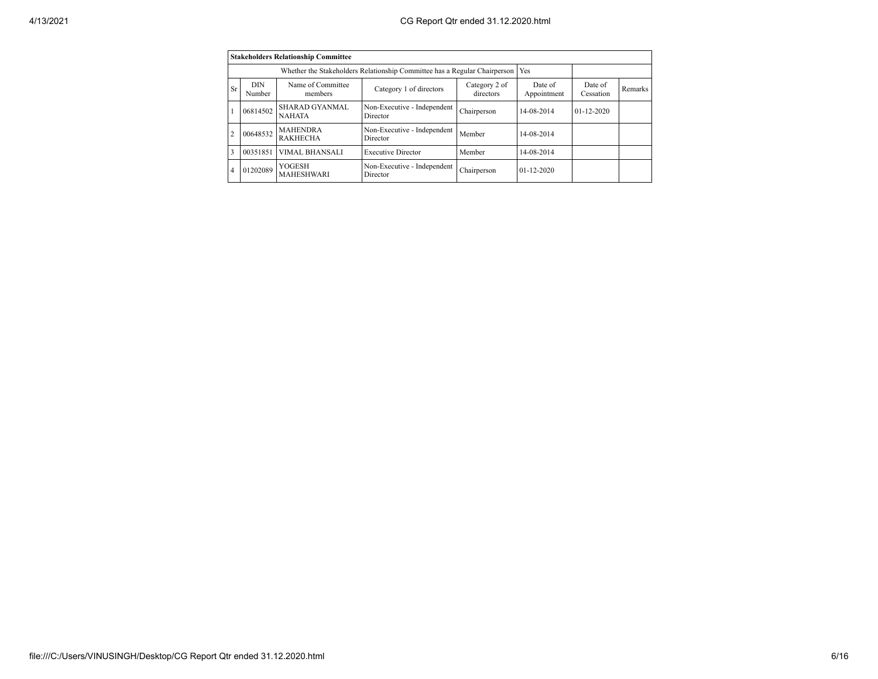| **Stakeholders Relationship Committee** | | | | | | | |
|---|---|---|---|---|---|---|---|
| Whether the Stakeholders Relationship Committee has a Regular Chairperson | | | | | Yes | | |
| Sr | DIN Number | Name of Committee members | Category 1 of directors | Category 2 of directors | Date of Appointment | Date of Cessation | Remarks |
| 1 | 06814502 | SHARAD GYANMAL NAHATA | Non-Executive - Independent Director | Chairperson | 14-08-2014 | 01-12-2020 | |
| 2 | 00648532 | MAHENDRA RAKHECHA | Non-Executive - Independent Director | Member | 14-08-2014 | | |
| 3 | 00351851 | VIMAL BHANSALI | Executive Director | Member | 14-08-2014 | | |
| 4 | 01202089 | YOGESH MAHESHWARI | Non-Executive - Independent Director | Chairperson | 01-12-2020 | | |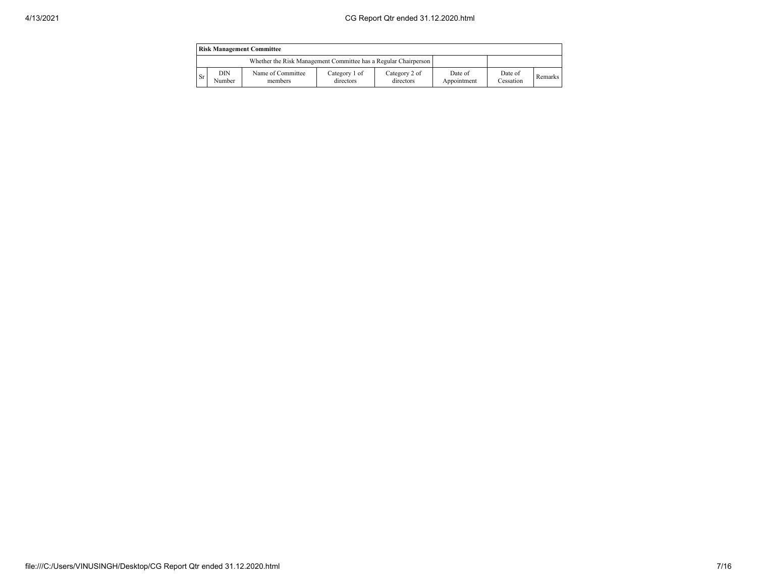| Risk Management Committee | | | | | | | |
|---|---|---|---|---|---|---|---|
| Whether the Risk Management Committee has a Regular Chairperson | | | | | | | |
| Sr | DIN Number | Name of Committee members | Category 1 of directors | Category 2 of directors | Date of Appointment | Date of Cessation | Remarks |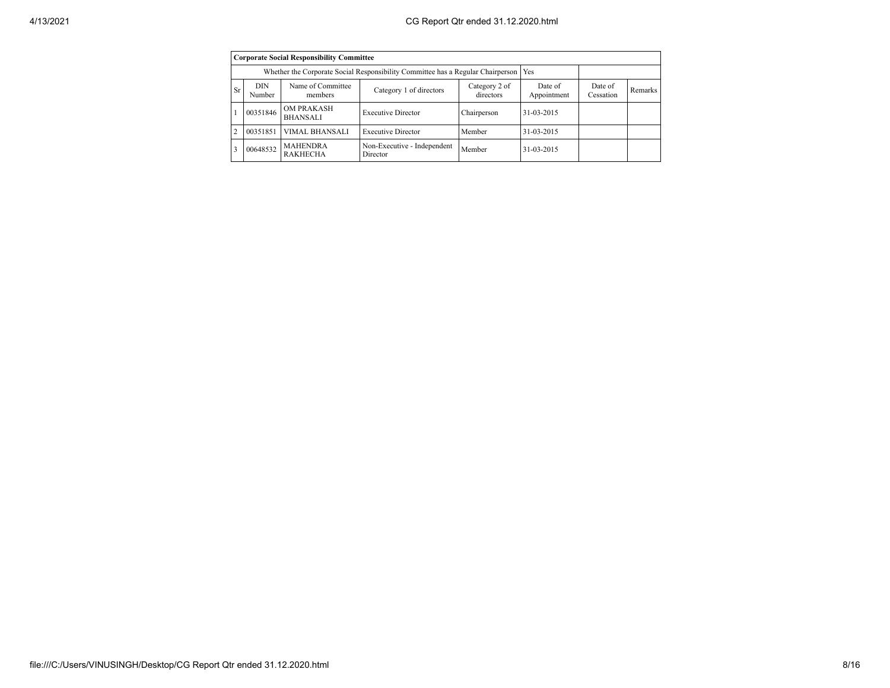| Corporate Social Responsibility Committee | | | | | | | |
|---|---|---|---|---|---|---|---|
| Whether the Corporate Social Responsibility Committee has a Regular Chairperson | | | | | Yes | | |
| Sr | DIN Number | Name of Committee members | Category 1 of directors | Category 2 of directors | Date of Appointment | Date of Cessation | Remarks |
| 1 | 00351846 | OM PRAKASH BHANSALI | Executive Director | Chairperson | 31-03-2015 | | |
| 2 | 00351851 | VIMAL BHANSALI | Executive Director | Member | 31-03-2015 | | |
| 3 | 00648532 | MAHENDRA RAKHECHA | Non-Executive - Independent Director | Member | 31-03-2015 | | |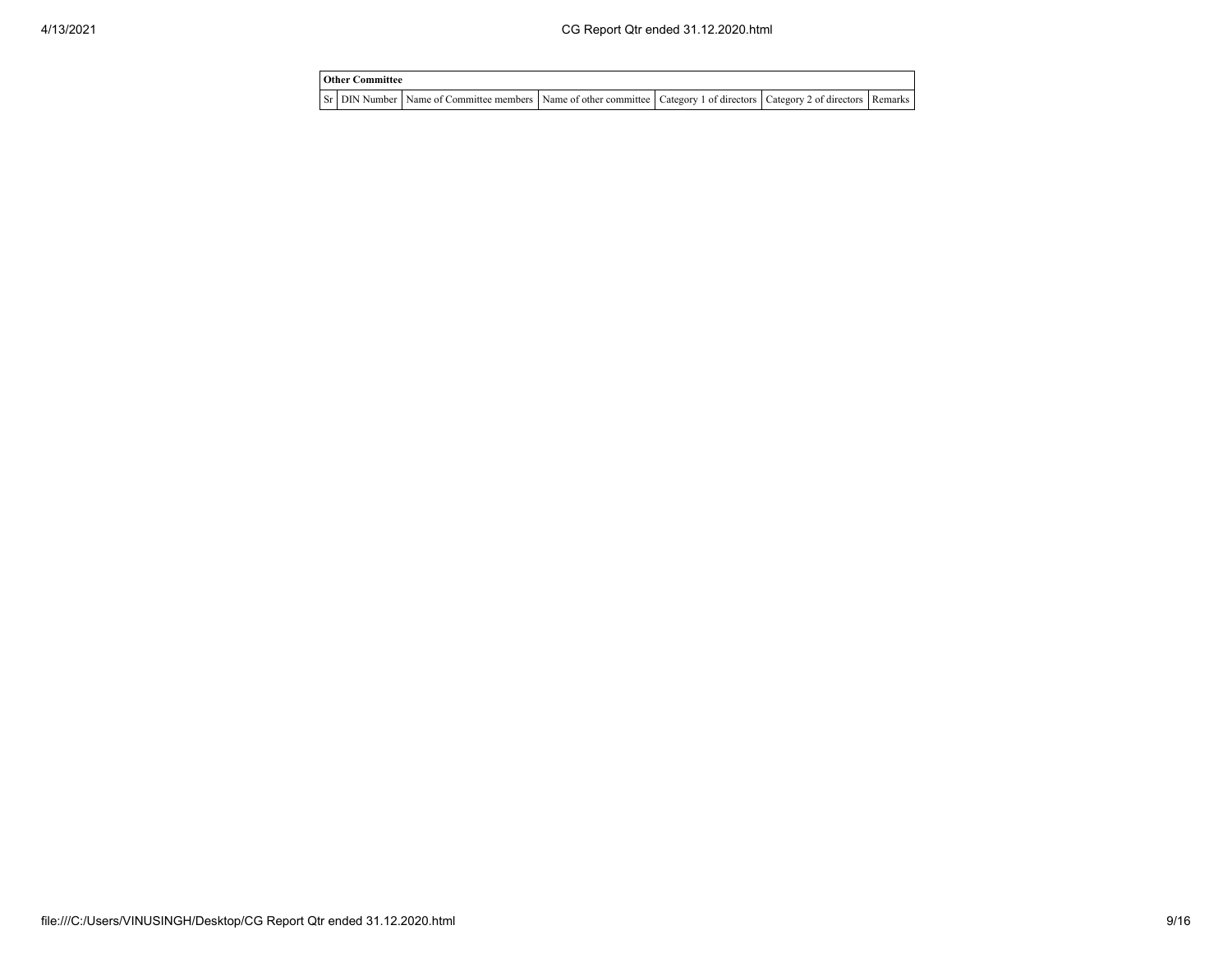| Other Committee | | | | | | |
|---|---|---|---|---|---|---|
| Sr | DIN Number | Name of Committee members | Name of other committee | Category 1 of directors | Category 2 of directors | Remarks |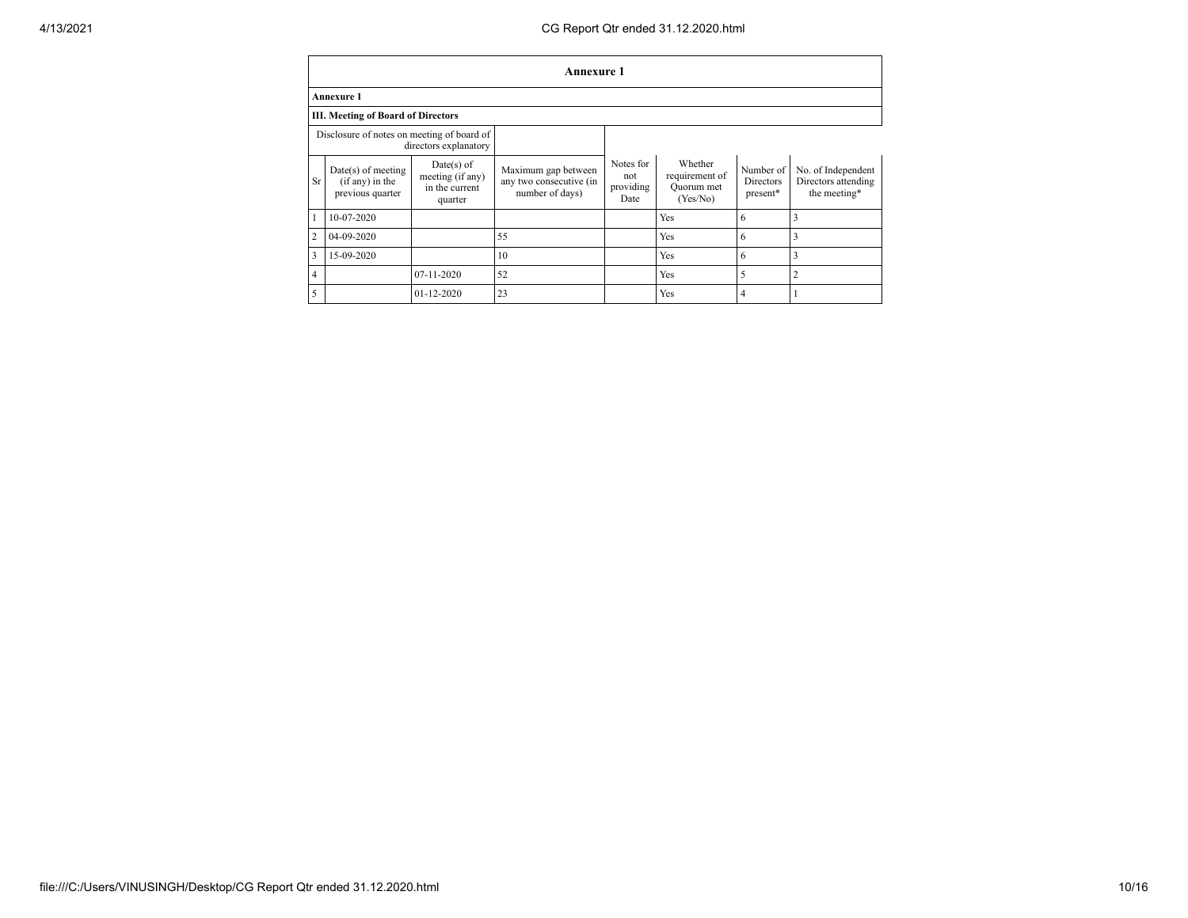## Annexure 1

**Annexure 1**

**III. Meeting of Board of Directors**

| Disclosure of notes on meeting of board of directors explanatory | | | | | | | |
|---|---|---|---|---|---|---|---|
| Sr | Date(s) of meeting (if any) in the previous quarter | Date(s) of meeting (if any) in the current quarter | Maximum gap between any two consecutive (in number of days) | Notes for not providing Date | Whether requirement of Quorum met (Yes/No) | Number of Directors present* | No. of Independent Directors attending the meeting* |
| 1 | 10-07-2020 | | | | Yes | 6 | 3 |
| 2 | 04-09-2020 | | 55 | | Yes | 6 | 3 |
| 3 | 15-09-2020 | | 10 | | Yes | 6 | 3 |
| 4 | | 07-11-2020 | 52 | | Yes | 5 | 2 |
| 5 | | 01-12-2020 | 23 | | Yes | 4 | 1 |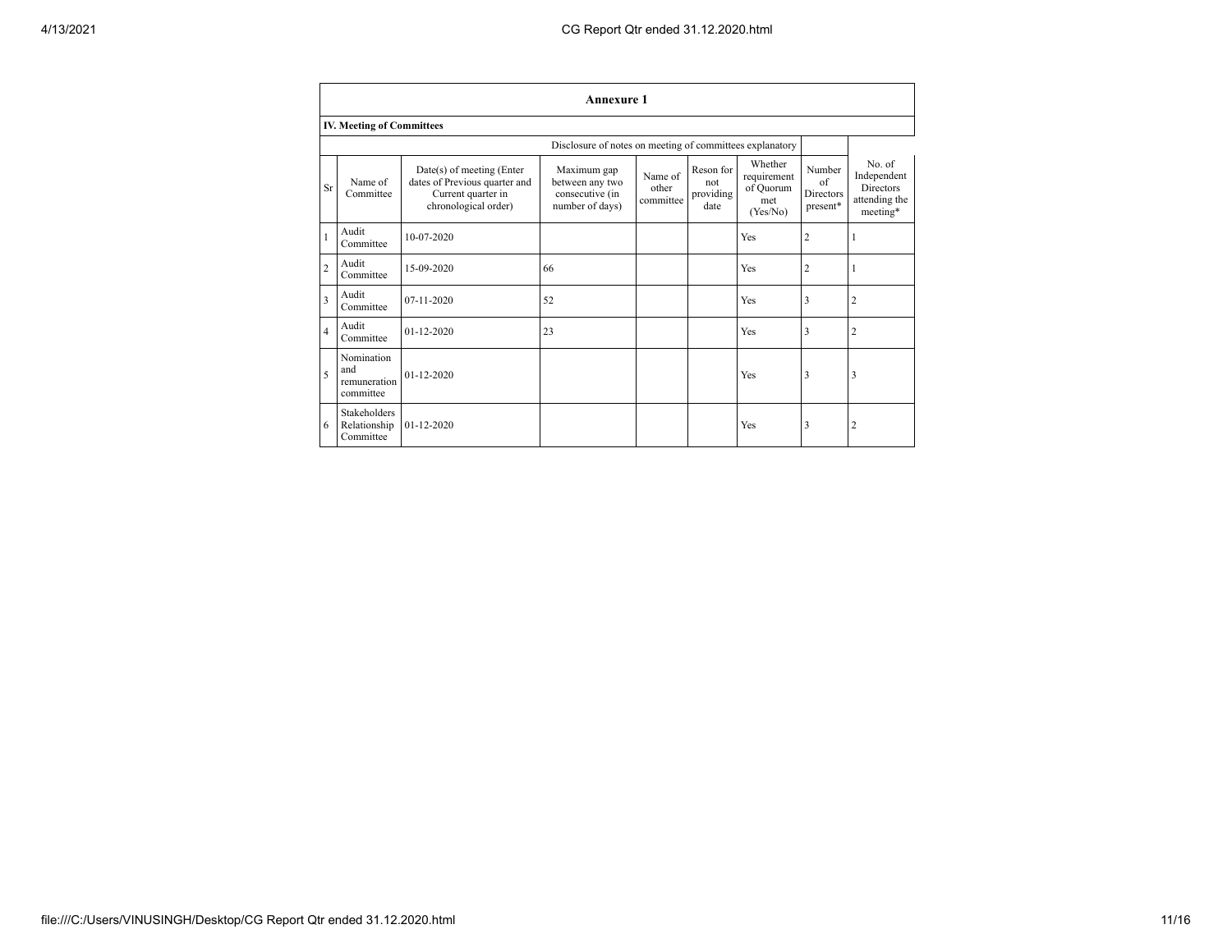**Annexure 1**

**IV. Meeting of Committees**

Disclosure of notes on meeting of committees explanatory

| Sr | Name of Committee | Date(s) of meeting (Enter dates of Previous quarter and Current quarter in chronological order) | Maximum gap between any two consecutive (in number of days) | Name of other committee | Reson for not providing date | Whether requirement of Quorum met (Yes/No) | Number of Directors present* | No. of Independent Directors attending the meeting* |
|---|---|---|---|---|---|---|---|---|
| 1 | Audit Committee | 10-07-2020 | | | | Yes | 2 | 1 |
| 2 | Audit Committee | 15-09-2020 | 66 | | | Yes | 2 | 1 |
| 3 | Audit Committee | 07-11-2020 | 52 | | | Yes | 3 | 2 |
| 4 | Audit Committee | 01-12-2020 | 23 | | | Yes | 3 | 2 |
| 5 | Nomination and remuneration committee | 01-12-2020 | | | | Yes | 3 | 3 |
| 6 | Stakeholders Relationship Committee | 01-12-2020 | | | | Yes | 3 | 2 |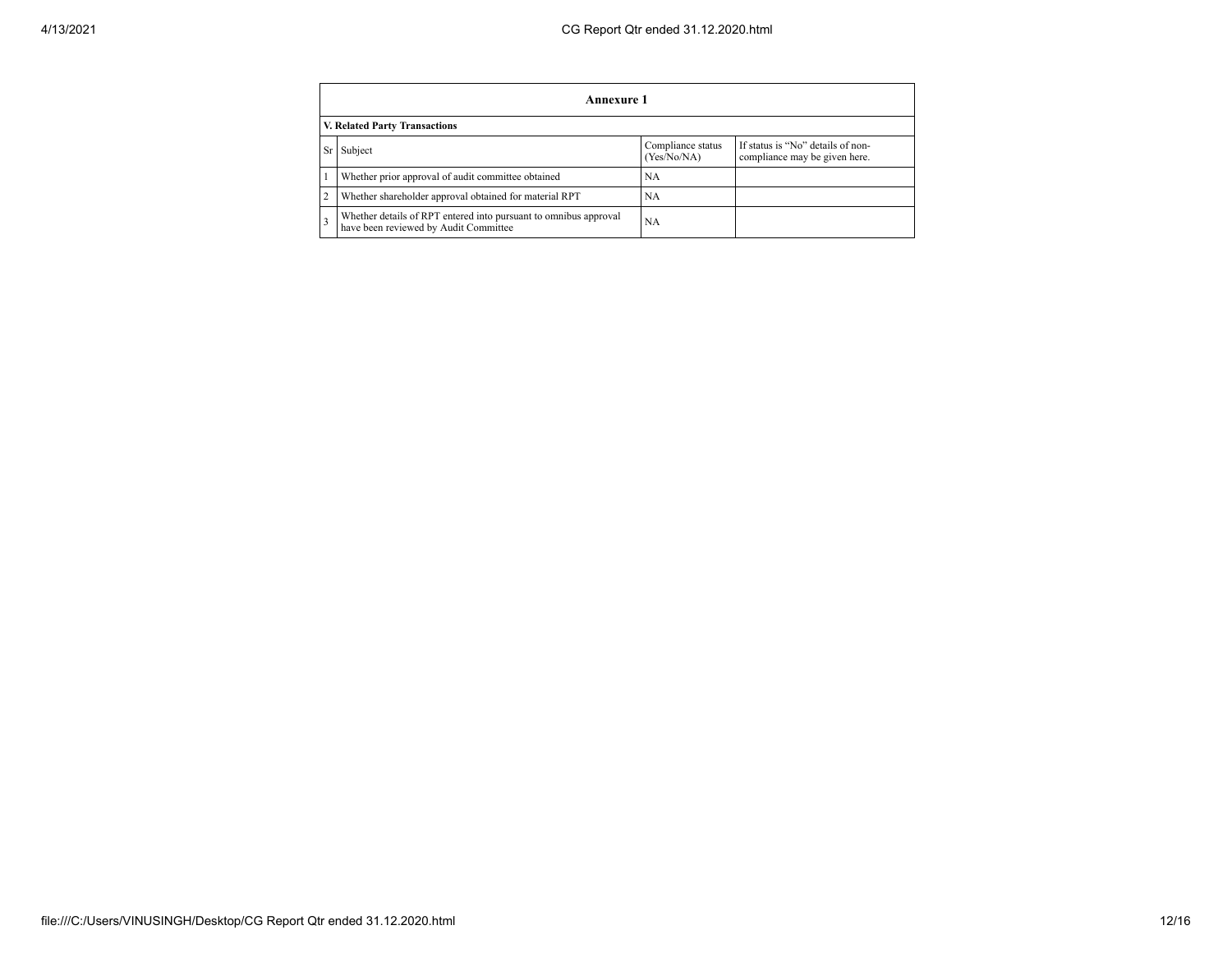**Annexure 1**

**V. Related Party Transactions**

| Sr | Subject | Compliance status (Yes/No/NA) | If status is "No" details of non-compliance may be given here. |
|---|---|---|---|
| 1 | Whether prior approval of audit committee obtained | NA | |
| 2 | Whether shareholder approval obtained for material RPT | NA | |
| 3 | Whether details of RPT entered into pursuant to omnibus approval have been reviewed by Audit Committee | NA | |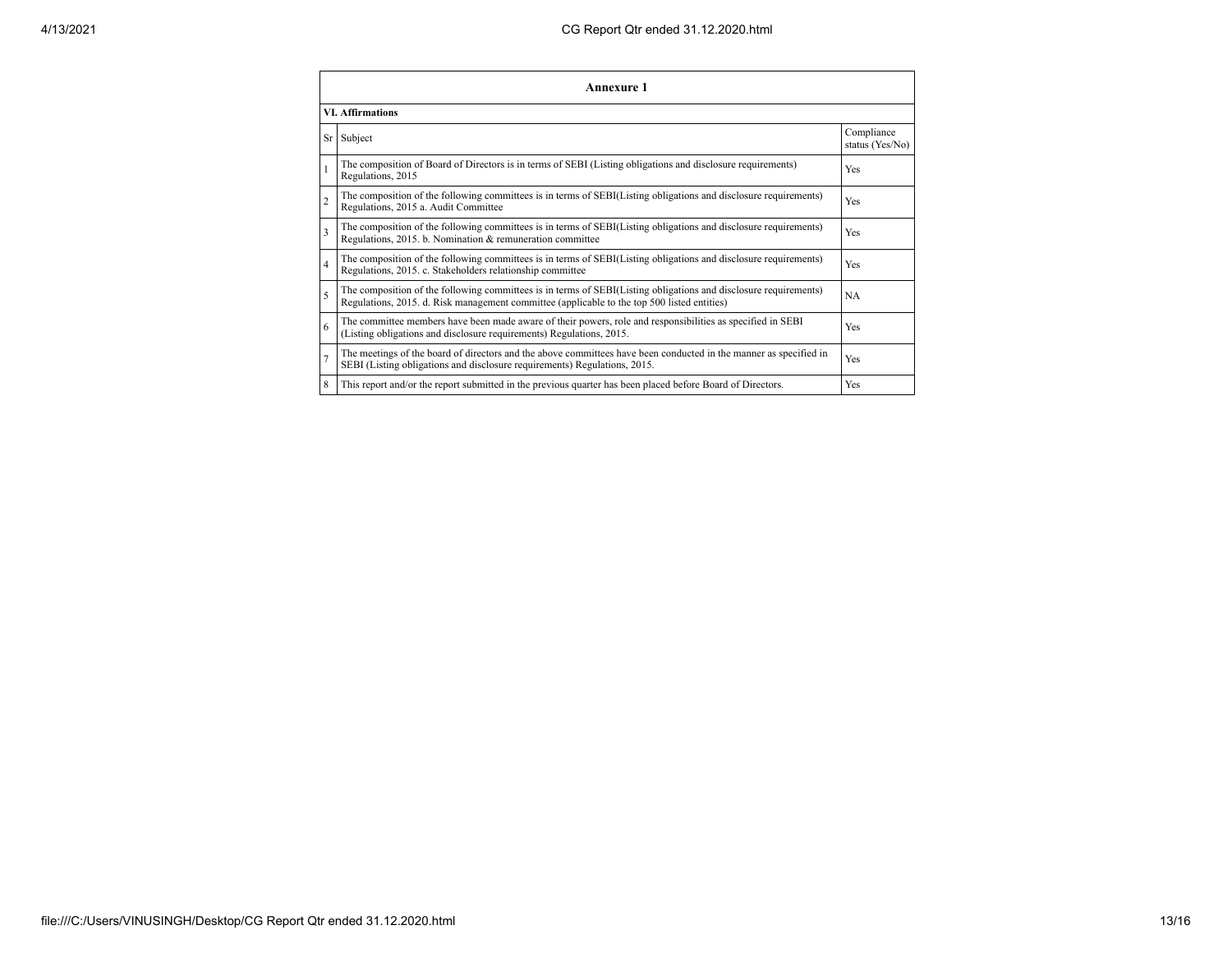## Annexure 1

### VI. Affirmations

| Sr | Subject | Compliance status (Yes/No) |
|---|---|---|
| 1 | The composition of Board of Directors is in terms of SEBI (Listing obligations and disclosure requirements) Regulations, 2015 | Yes |
| 2 | The composition of the following committees is in terms of SEBI(Listing obligations and disclosure requirements) Regulations, 2015 a. Audit Committee | Yes |
| 3 | The composition of the following committees is in terms of SEBI(Listing obligations and disclosure requirements) Regulations, 2015. b. Nomination & remuneration committee | Yes |
| 4 | The composition of the following committees is in terms of SEBI(Listing obligations and disclosure requirements) Regulations, 2015. c. Stakeholders relationship committee | Yes |
| 5 | The composition of the following committees is in terms of SEBI(Listing obligations and disclosure requirements) Regulations, 2015. d. Risk management committee (applicable to the top 500 listed entities) | NA |
| 6 | The committee members have been made aware of their powers, role and responsibilities as specified in SEBI (Listing obligations and disclosure requirements) Regulations, 2015. | Yes |
| 7 | The meetings of the board of directors and the above committees have been conducted in the manner as specified in SEBI (Listing obligations and disclosure requirements) Regulations, 2015. | Yes |
| 8 | This report and/or the report submitted in the previous quarter has been placed before Board of Directors. | Yes |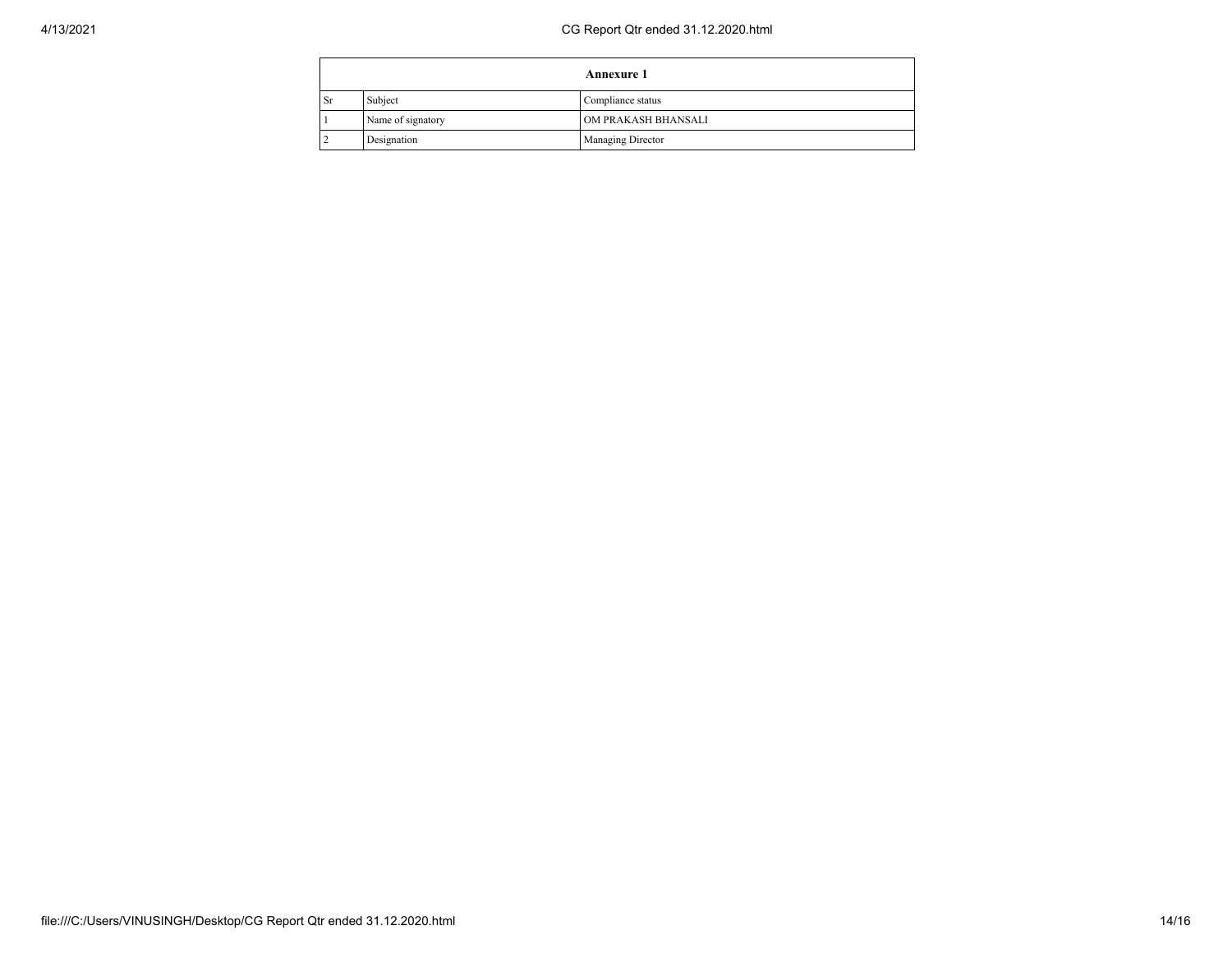| Annexure 1 | | |
|---|---|---|
| Sr | Subject | Compliance status |
| 1 | Name of signatory | OM PRAKASH BHANSALI |
| 2 | Designation | Managing Director |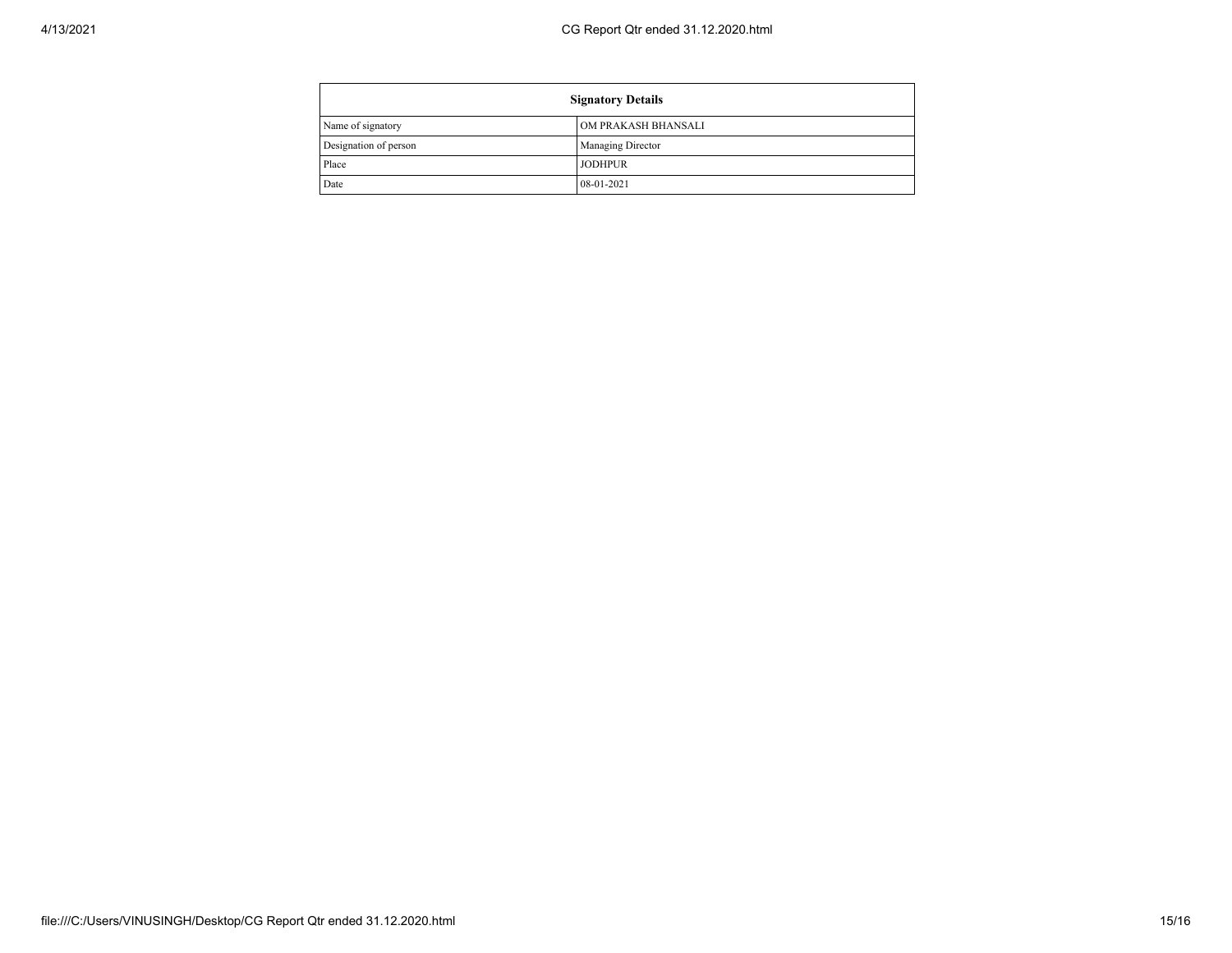| Signatory Details | |
| --- | --- |
| Name of signatory | OM PRAKASH BHANSALI |
| Designation of person | Managing Director |
| Place | JODHPUR |
| Date | 08-01-2021 |